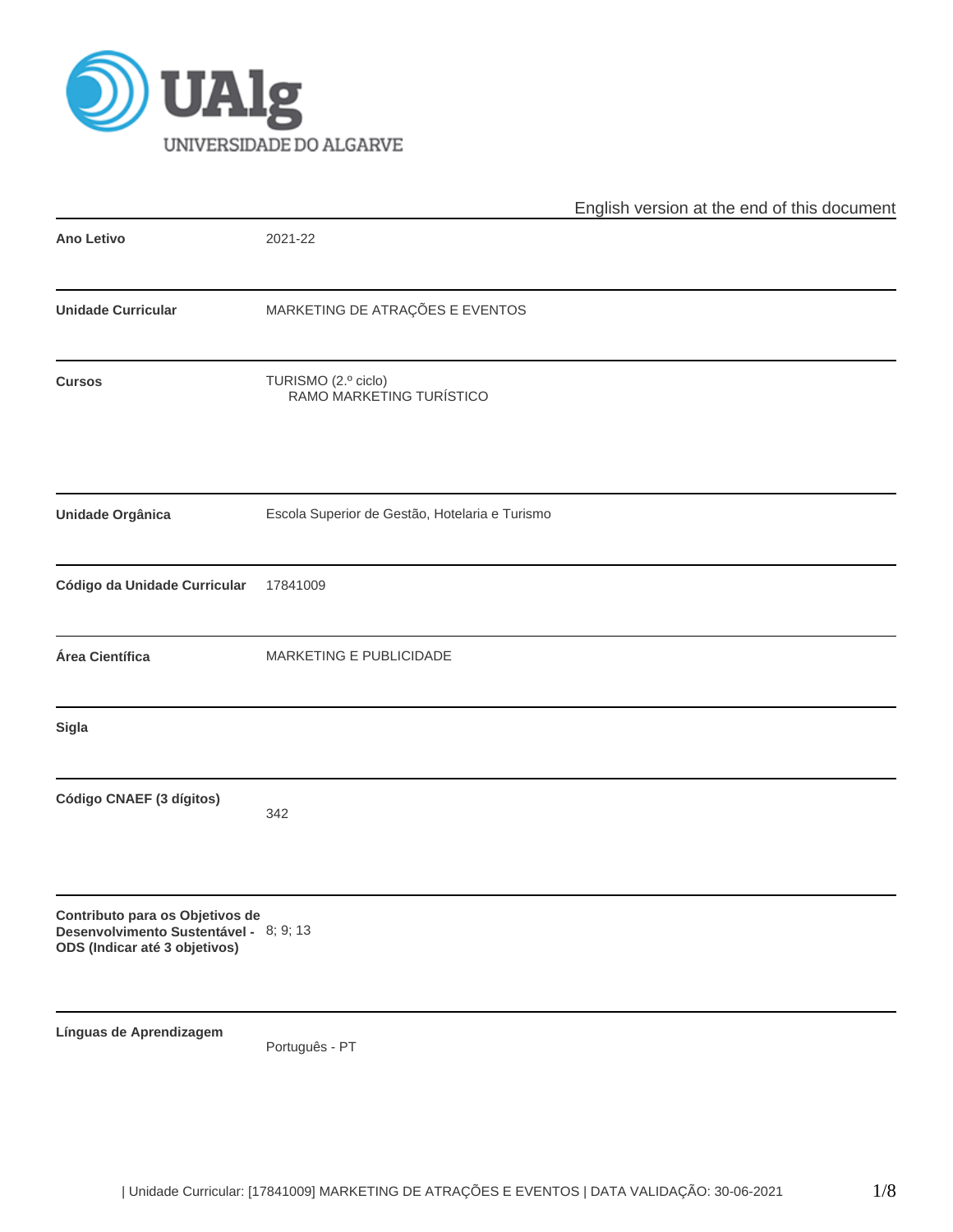UAlg
UNIVERSIDADE DO ALGARVE

English version at the end of this document

| | |
|---|---|
| **Ano Letivo** | 2021-22 |
| **Unidade Curricular** | MARKETING DE ATRAÇÕES E EVENTOS |
| **Cursos** | TURISMO (2.º ciclo)<br>RAMO MARKETING TURÍSTICO |
| **Unidade Orgânica** | Escola Superior de Gestão, Hotelaria e Turismo |
| **Código da Unidade Curricular** | 17841009 |
| **Área Científica** | MARKETING E PUBLICIDADE |
| **Sigla** | |
| **Código CNAEF (3 dígitos)** | 342 |
| **Contributo para os Objetivos de Desenvolvimento Sustentável - ODS (Indicar até 3 objetivos)** | 8; 9; 13 |
| **Línguas de Aprendizagem** | Português - PT |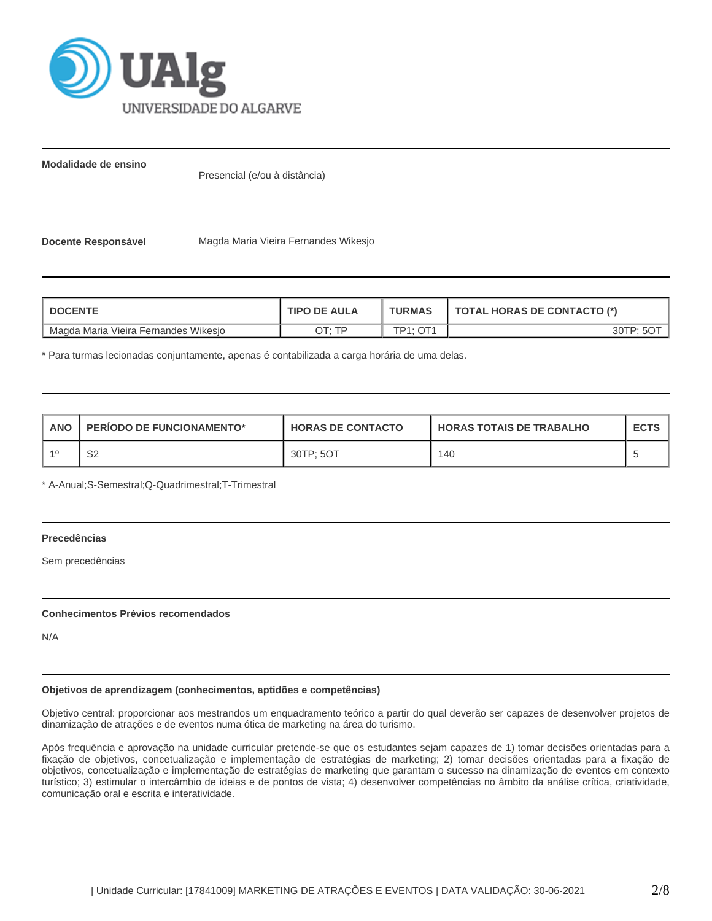**Modalidade de ensino**

Presencial (e/ou à distância)

**Docente Responsável**

Magda Maria Vieira Fernandes Wikesjo

| DOCENTE | TIPO DE AULA | TURMAS | TOTAL HORAS DE CONTACTO (*) |
|---|---|---|---|
| Magda Maria Vieira Fernandes Wikesjo | OT; TP | TP1; OT1 | 30TP; 5OT |

* Para turmas lecionadas conjuntamente, apenas é contabilizada a carga horária de uma delas.

| ANO | PERÍODO DE FUNCIONAMENTO* | HORAS DE CONTACTO | HORAS TOTAIS DE TRABALHO | ECTS |
|---|---|---|---|---|
| 1º | S2 | 30TP; 5OT | 140 | 5 |

* A-Anual;S-Semestral;Q-Quadrimestral;T-Trimestral

**Precedências**

Sem precedências

**Conhecimentos Prévios recomendados**

N/A

**Objetivos de aprendizagem (conhecimentos, aptidões e competências)**

Objetivo central: proporcionar aos mestrandos um enquadramento teórico a partir do qual deverão ser capazes de desenvolver projetos de dinamização de atrações e de eventos numa ótica de marketing na área do turismo.

Após frequência e aprovação na unidade curricular pretende-se que os estudantes sejam capazes de 1) tomar decisões orientadas para a fixação de objetivos, concetualização e implementação de estratégias de marketing; 2) tomar decisões orientadas para a fixação de objetivos, concetualização e implementação de estratégias de marketing que garantam o sucesso na dinamização de eventos em contexto turístico; 3) estimular o intercâmbio de ideias e de pontos de vista; 4) desenvolver competências no âmbito da análise crítica, criatividade, comunicação oral e escrita e interatividade.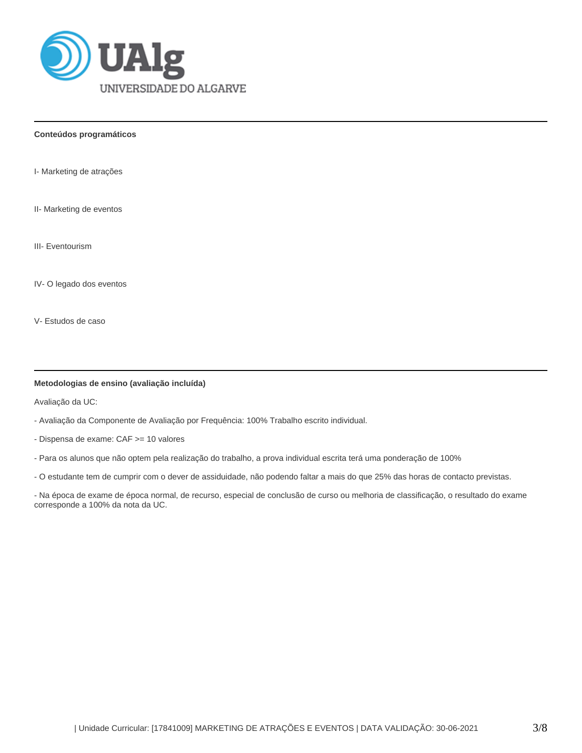## Conteúdos programáticos

I- Marketing de atrações

II- Marketing de eventos

III- Eventourism

IV- O legado dos eventos

V- Estudos de caso

## Metodologias de ensino (avaliação incluída)

Avaliação da UC:

- Avaliação da Componente de Avaliação por Frequência: 100% Trabalho escrito individual.

- Dispensa de exame: CAF >= 10 valores

- Para os alunos que não optem pela realização do trabalho, a prova individual escrita terá uma ponderação de 100%

- O estudante tem de cumprir com o dever de assiduidade, não podendo faltar a mais do que 25% das horas de contacto previstas.

- Na época de exame de época normal, de recurso, especial de conclusão de curso ou melhoria de classificação, o resultado do exame corresponde a 100% da nota da UC.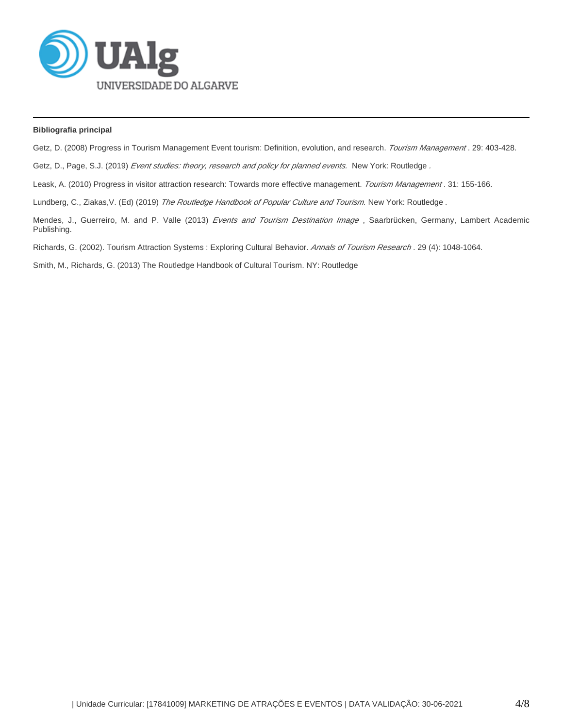**Bibliografia principal**

Getz, D. (2008) Progress in Tourism Management Event tourism: Definition, evolution, and research. *Tourism Management* . 29: 403-428.

Getz, D., Page, S.J. (2019) *Event studies: theory, research and policy for planned events.* New York: Routledge .

Leask, A. (2010) Progress in visitor attraction research: Towards more effective management. *Tourism Management* . 31: 155-166.

Lundberg, C., Ziakas,V. (Ed) (2019) *The Routledge Handbook of Popular Culture and Tourism.* New York: Routledge .

Mendes, J., Guerreiro, M. and P. Valle (2013) *Events and Tourism Destination Image* , Saarbrücken, Germany, Lambert Academic Publishing.

Richards, G. (2002). Tourism Attraction Systems : Exploring Cultural Behavior. *Annals of Tourism Research* . 29 (4): 1048-1064.

Smith, M., Richards, G. (2013) The Routledge Handbook of Cultural Tourism. NY: Routledge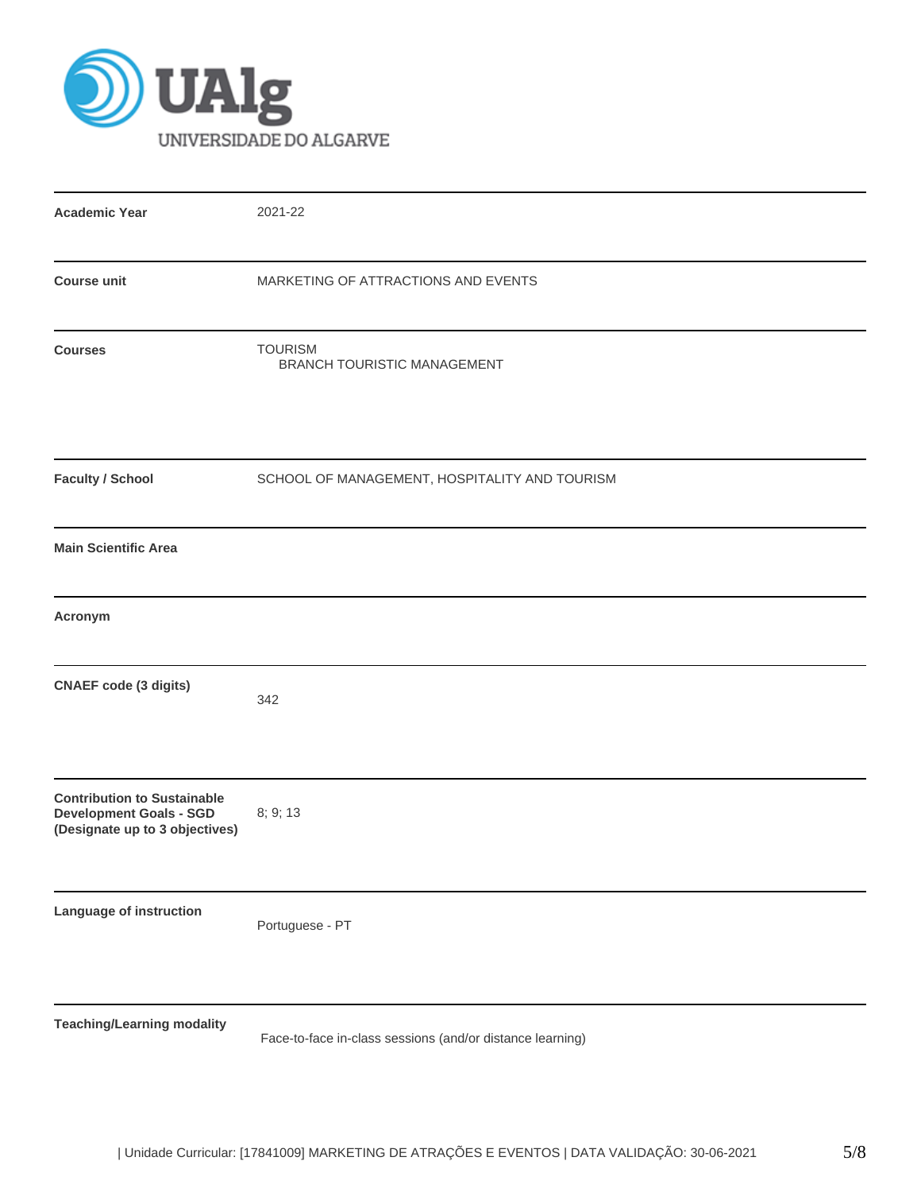| | |
|---|---|
| **Academic Year** | 2021-22 |
| **Course unit** | MARKETING OF ATTRACTIONS AND EVENTS |
| **Courses** | TOURISM<br>BRANCH TOURISTIC MANAGEMENT |
| **Faculty / School** | SCHOOL OF MANAGEMENT, HOSPITALITY AND TOURISM |
| **Main Scientific Area** | |
| **Acronym** | |
| **CNAEF code (3 digits)** | 342 |
| **Contribution to Sustainable Development Goals - SGD (Designate up to 3 objectives)** | 8; 9; 13 |
| **Language of instruction** | Portuguese - PT |
| **Teaching/Learning modality** | Face-to-face in-class sessions (and/or distance learning) |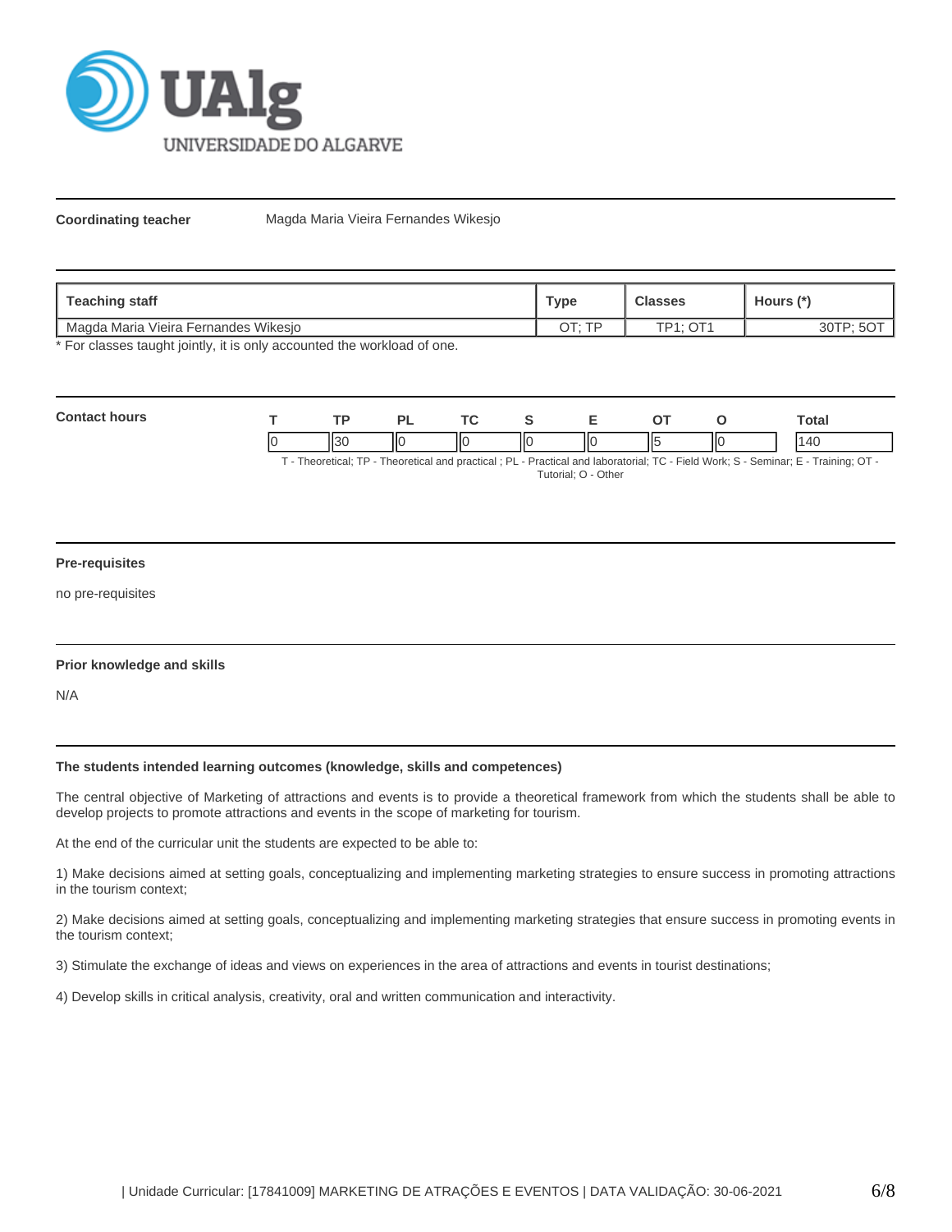**Coordinating teacher** Magda Maria Vieira Fernandes Wikesjo

| Teaching staff | Type | Classes | Hours (*) |
|---|---|---|---|
| Magda Maria Vieira Fernandes Wikesjo | OT; TP | TP1; OT1 | 30TP; 5OT |

* For classes taught jointly, it is only accounted the workload of one.

**Contact hours**

| T | TP | PL | TC | S | E | OT | O | Total |
|---|---|---|---|---|---|---|---|---|
| 0 | 30 | 0 | 0 | 0 | 0 | 5 | 0 | 140 |

T - Theoretical; TP - Theoretical and practical ; PL - Practical and laboratorial; TC - Field Work; S - Seminar; E - Training; OT - Tutorial; O - Other

**Pre-requisites**

no pre-requisites

**Prior knowledge and skills**

N/A

**The students intended learning outcomes (knowledge, skills and competences)**

The central objective of Marketing of attractions and events is to provide a theoretical framework from which the students shall be able to develop projects to promote attractions and events in the scope of marketing for tourism.

At the end of the curricular unit the students are expected to be able to:

1) Make decisions aimed at setting goals, conceptualizing and implementing marketing strategies to ensure success in promoting attractions in the tourism context;

2) Make decisions aimed at setting goals, conceptualizing and implementing marketing strategies that ensure success in promoting events in the tourism context;

3) Stimulate the exchange of ideas and views on experiences in the area of attractions and events in tourist destinations;

4) Develop skills in critical analysis, creativity, oral and written communication and interactivity.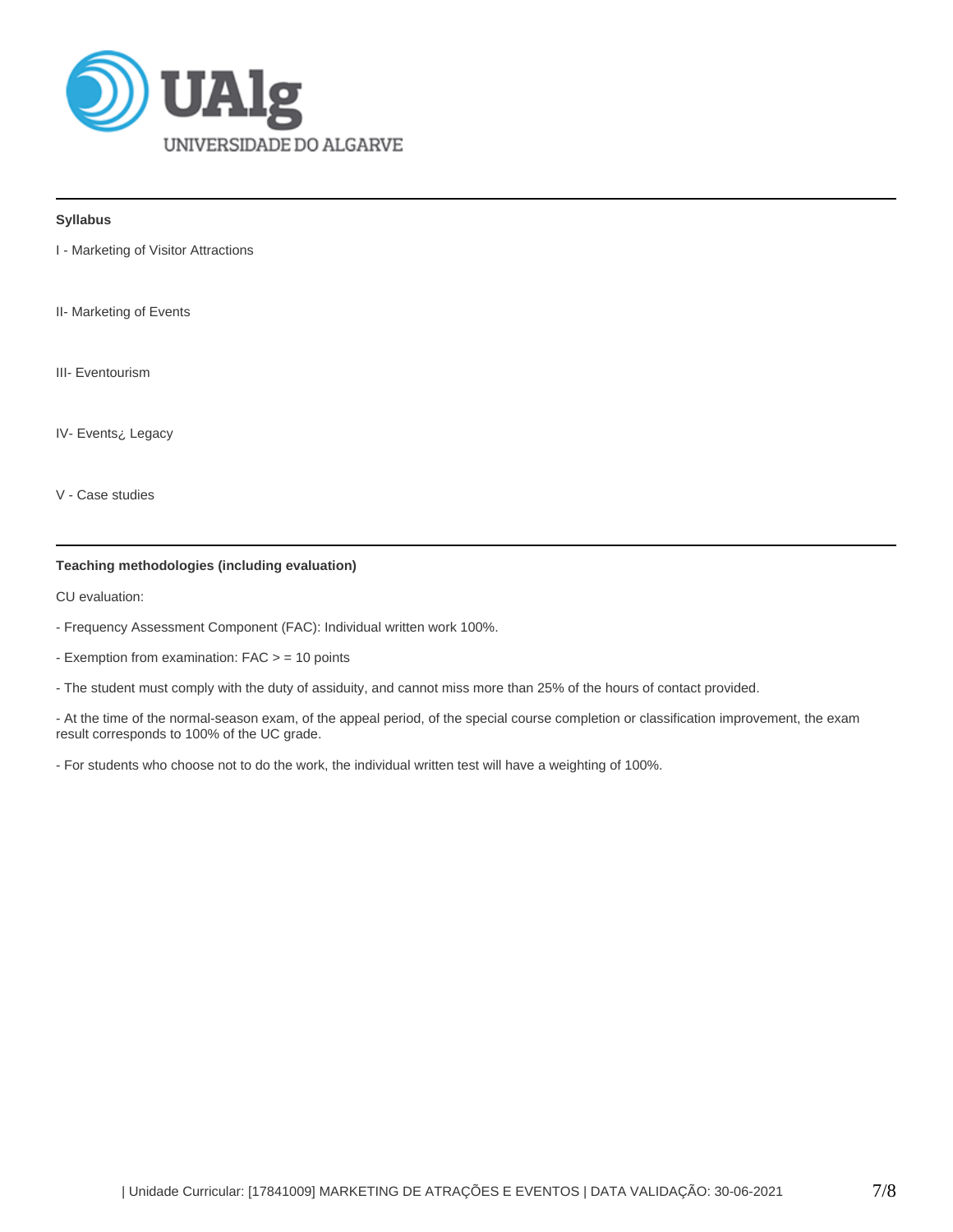**Syllabus**

I - Marketing of Visitor Attractions

II- Marketing of Events

III- Eventourism

IV- Events¿ Legacy

V - Case studies

**Teaching methodologies (including evaluation)**

CU evaluation:

- Frequency Assessment Component (FAC): Individual written work 100%.

- Exemption from examination: FAC > = 10 points

- The student must comply with the duty of assiduity, and cannot miss more than 25% of the hours of contact provided.

- At the time of the normal-season exam, of the appeal period, of the special course completion or classification improvement, the exam result corresponds to 100% of the UC grade.

- For students who choose not to do the work, the individual written test will have a weighting of 100%.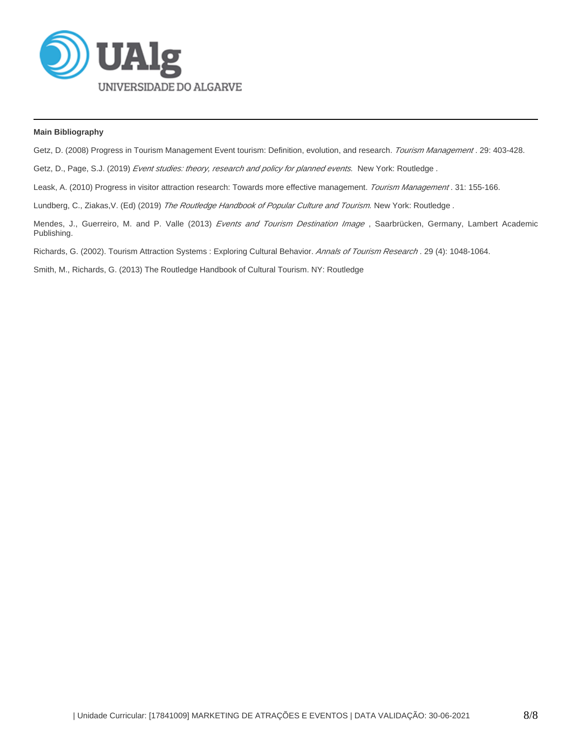**Main Bibliography**

Getz, D. (2008) Progress in Tourism Management Event tourism: Definition, evolution, and research. *Tourism Management* . 29: 403-428.

Getz, D., Page, S.J. (2019) *Event studies: theory, research and policy for planned events.* New York: Routledge .

Leask, A. (2010) Progress in visitor attraction research: Towards more effective management. *Tourism Management* . 31: 155-166.

Lundberg, C., Ziakas,V. (Ed) (2019) *The Routledge Handbook of Popular Culture and Tourism.* New York: Routledge .

Mendes, J., Guerreiro, M. and P. Valle (2013) *Events and Tourism Destination Image* , Saarbrücken, Germany, Lambert Academic Publishing.

Richards, G. (2002). Tourism Attraction Systems : Exploring Cultural Behavior. *Annals of Tourism Research* . 29 (4): 1048-1064.

Smith, M., Richards, G. (2013) The Routledge Handbook of Cultural Tourism. NY: Routledge